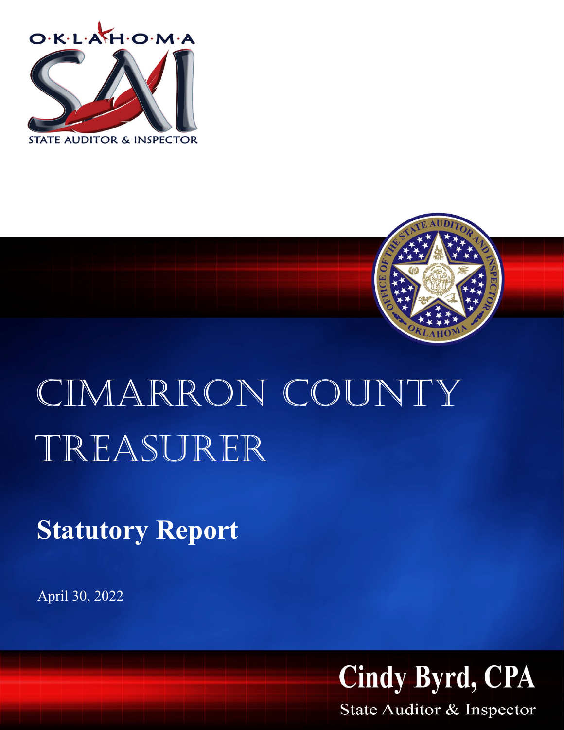O·K·L·A·H·O·M·A

STATE AUDITOR & INSPECTOR

# CIMARRON COUNTY TREASURER

## Statutory Report

April 30, 2022

**Cindy Byrd, CPA**

State Auditor & Inspector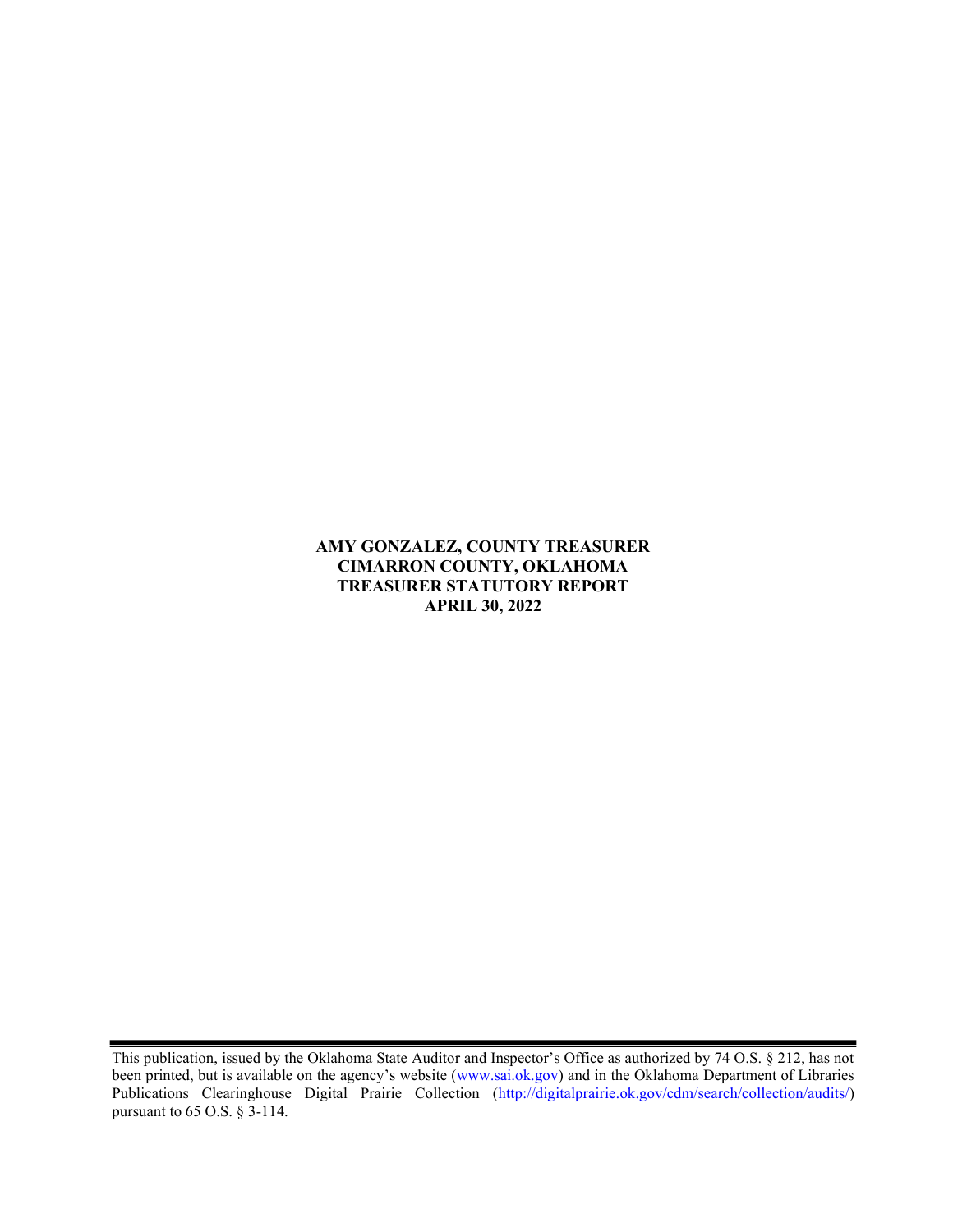**AMY GONZALEZ, COUNTY TREASURER**
**CIMARRON COUNTY, OKLAHOMA**
**TREASURER STATUTORY REPORT**
**APRIL 30, 2022**

---

This publication, issued by the Oklahoma State Auditor and Inspector's Office as authorized by 74 O.S. § 212, has not been printed, but is available on the agency's website (www.sai.ok.gov) and in the Oklahoma Department of Libraries Publications Clearinghouse Digital Prairie Collection (http://digitalprairie.ok.gov/cdm/search/collection/audits/) pursuant to 65 O.S. § 3-114.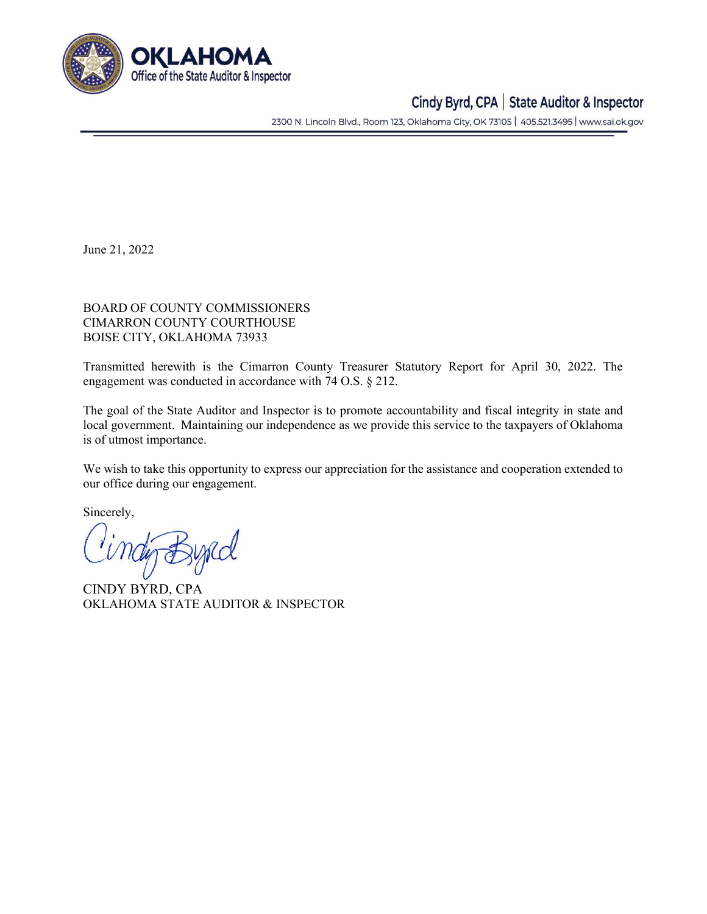**OKLAHOMA**
Office of the State Auditor & Inspector

Cindy Byrd, CPA | State Auditor & Inspector

2300 N. Lincoln Blvd., Room 123, Oklahoma City, OK 73105 | 405.521.3495 | www.sai.ok.gov

June 21, 2022

BOARD OF COUNTY COMMISSIONERS
CIMARRON COUNTY COURTHOUSE
BOISE CITY, OKLAHOMA 73933

Transmitted herewith is the Cimarron County Treasurer Statutory Report for April 30, 2022. The engagement was conducted in accordance with 74 O.S. § 212.

The goal of the State Auditor and Inspector is to promote accountability and fiscal integrity in state and local government. Maintaining our independence as we provide this service to the taxpayers of Oklahoma is of utmost importance.

We wish to take this opportunity to express our appreciation for the assistance and cooperation extended to our office during our engagement.

Sincerely,

CINDY BYRD, CPA
OKLAHOMA STATE AUDITOR & INSPECTOR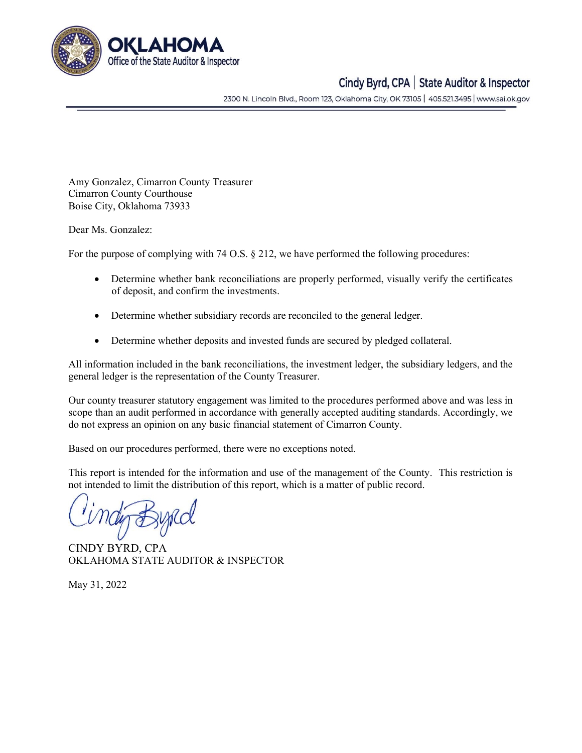**OKLAHOMA**
Office of the State Auditor & Inspector

Cindy Byrd, CPA | State Auditor & Inspector

2300 N. Lincoln Blvd., Room 123, Oklahoma City, OK 73105 | 405.521.3495 | www.sai.ok.gov

Amy Gonzalez, Cimarron County Treasurer
Cimarron County Courthouse
Boise City, Oklahoma 73933

Dear Ms. Gonzalez:

For the purpose of complying with 74 O.S. § 212, we have performed the following procedures:

- Determine whether bank reconciliations are properly performed, visually verify the certificates of deposit, and confirm the investments.
- Determine whether subsidiary records are reconciled to the general ledger.
- Determine whether deposits and invested funds are secured by pledged collateral.

All information included in the bank reconciliations, the investment ledger, the subsidiary ledgers, and the general ledger is the representation of the County Treasurer.

Our county treasurer statutory engagement was limited to the procedures performed above and was less in scope than an audit performed in accordance with generally accepted auditing standards. Accordingly, we do not express an opinion on any basic financial statement of Cimarron County.

Based on our procedures performed, there were no exceptions noted.

This report is intended for the information and use of the management of the County. This restriction is not intended to limit the distribution of this report, which is a matter of public record.

CINDY BYRD, CPA
OKLAHOMA STATE AUDITOR & INSPECTOR

May 31, 2022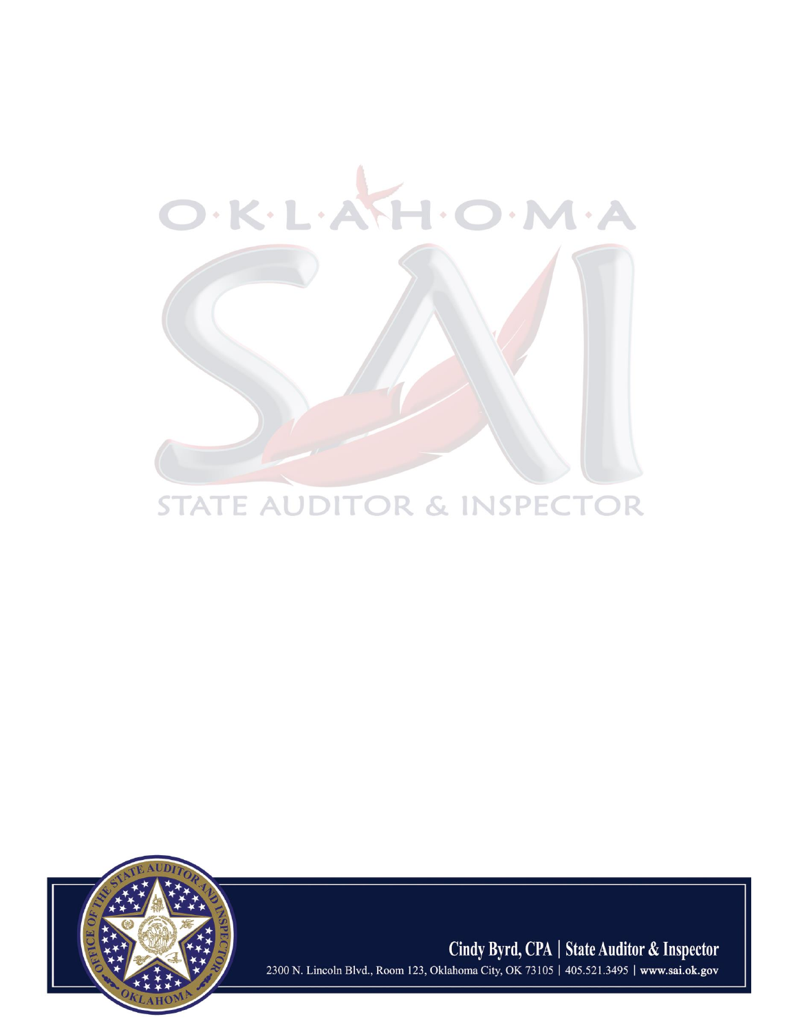OKLAHOMA

SAI

STATE AUDITOR & INSPECTOR

**Cindy Byrd, CPA | State Auditor & Inspector**

2300 N. Lincoln Blvd., Room 123, Oklahoma City, OK 73105 | 405.521.3495 | **www.sai.ok.gov**